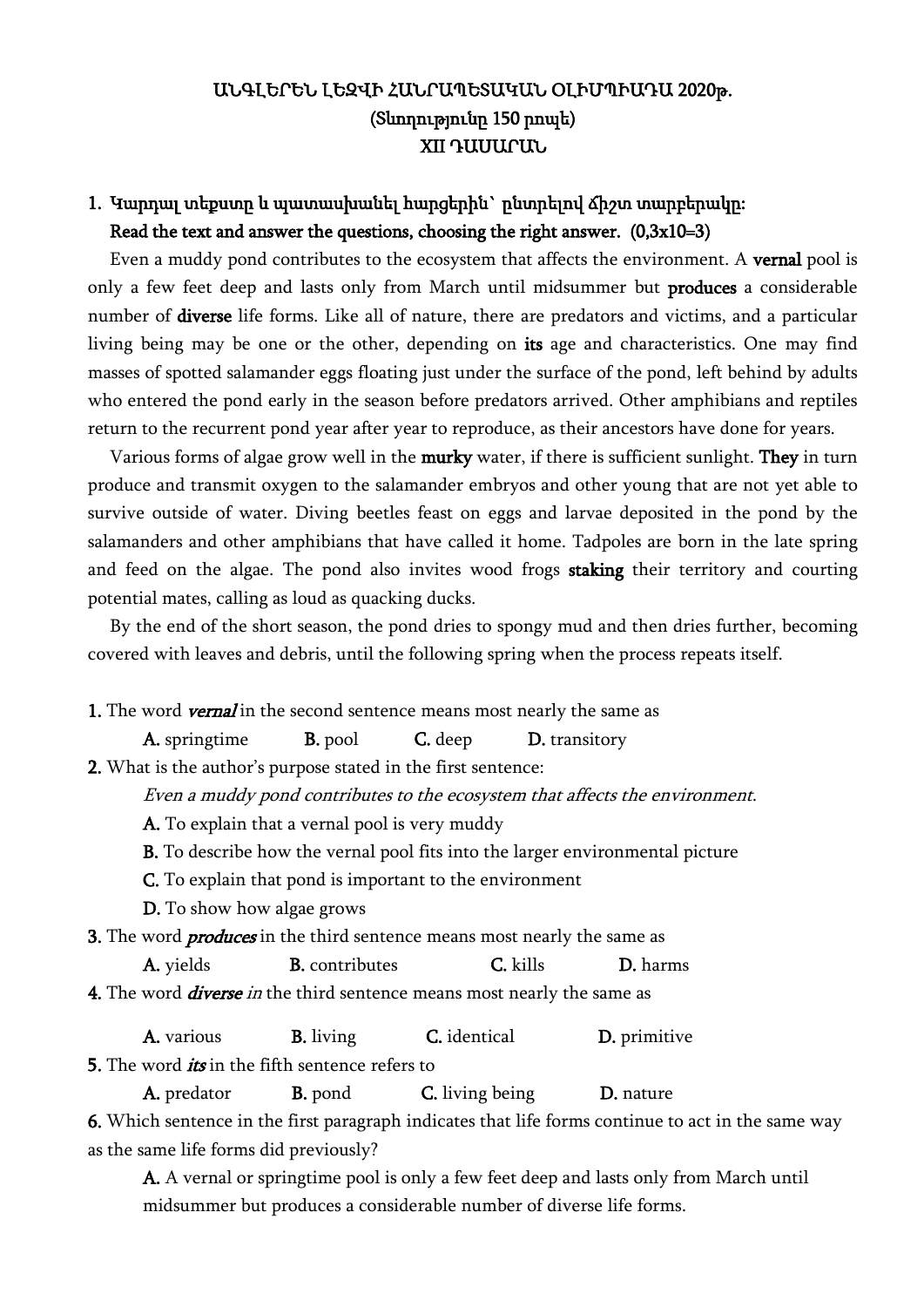# ԱՆԳԼԵՐԵՆ ԼԵԶՎԻ ՀԱՆՐԱՊԵՏԱԿԱՆ ՕԼԻՄՊԻԱԴԱ 2020թ.
## (Տևողությունը 150 րոպե)
## XII ԴԱՍԱՐԱՆ

**1. Կարդալ տեքստը և պատասխանել հարցերին՝ ընտրելով ճիշտ տարբերակը:**
**Read the text and answer the questions, choosing the right answer. (0,3x10=3)**

Even a muddy pond contributes to the ecosystem that affects the environment. A **vernal** pool is only a few feet deep and lasts only from March until midsummer but **produces** a considerable number of **diverse** life forms. Like all of nature, there are predators and victims, and a particular living being may be one or the other, depending on **its** age and characteristics. One may find masses of spotted salamander eggs floating just under the surface of the pond, left behind by adults who entered the pond early in the season before predators arrived. Other amphibians and reptiles return to the recurrent pond year after year to reproduce, as their ancestors have done for years.

Various forms of algae grow well in the **murky** water, if there is sufficient sunlight. **They** in turn produce and transmit oxygen to the salamander embryos and other young that are not yet able to survive outside of water. Diving beetles feast on eggs and larvae deposited in the pond by the salamanders and other amphibians that have called it home. Tadpoles are born in the late spring and feed on the algae. The pond also invites wood frogs **staking** their territory and courting potential mates, calling as loud as quacking ducks.

By the end of the short season, the pond dries to spongy mud and then dries further, becoming covered with leaves and debris, until the following spring when the process repeats itself.

**1.** The word ***vernal*** in the second sentence means most nearly the same as

**A.** springtime **B.** pool **C.** deep **D.** transitory

**2.** What is the author's purpose stated in the first sentence:

*Even a muddy pond contributes to the ecosystem that affects the environment.*

**A.** To explain that a vernal pool is very muddy

**B.** To describe how the vernal pool fits into the larger environmental picture

**C.** To explain that pond is important to the environment

**D.** To show how algae grows

**3.** The word ***produces*** in the third sentence means most nearly the same as

**A.** yields **B.** contributes **C.** kills **D.** harms

**4.** The word ***diverse in*** the third sentence means most nearly the same as

**A.** various **B.** living **C.** identical **D.** primitive

**5.** The word ***its*** in the fifth sentence refers to

**A.** predator **B.** pond **C.** living being **D.** nature

**6.** Which sentence in the first paragraph indicates that life forms continue to act in the same way as the same life forms did previously?

**A.** A vernal or springtime pool is only a few feet deep and lasts only from March until midsummer but produces a considerable number of diverse life forms.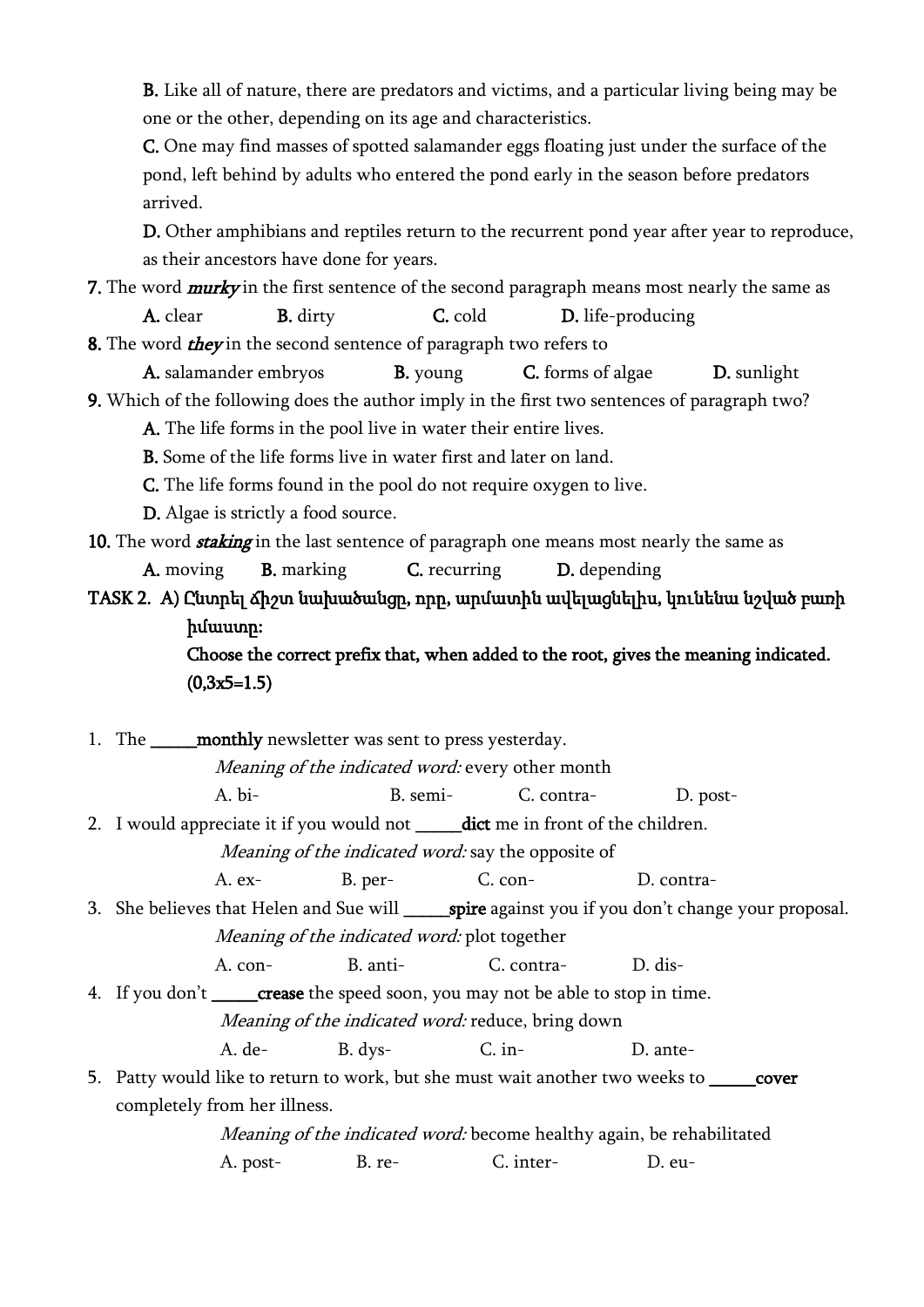**B.** Like all of nature, there are predators and victims, and a particular living being may be one or the other, depending on its age and characteristics.

**C.** One may find masses of spotted salamander eggs floating just under the surface of the pond, left behind by adults who entered the pond early in the season before predators arrived.

**D.** Other amphibians and reptiles return to the recurrent pond year after year to reproduce, as their ancestors have done for years.

**7.** The word ***murky*** in the first sentence of the second paragraph means most nearly the same as

**A.** clear **B.** dirty **C.** cold **D.** life-producing

**8.** The word ***they*** in the second sentence of paragraph two refers to

**A.** salamander embryos **B.** young **C.** forms of algae **D.** sunlight

**9.** Which of the following does the author imply in the first two sentences of paragraph two?

**A.** The life forms in the pool live in water their entire lives.

**B.** Some of the life forms live in water first and later on land.

**C.** The life forms found in the pool do not require oxygen to live.

**D.** Algae is strictly a food source.

**10.** The word ***staking*** in the last sentence of paragraph one means most nearly the same as

**A.** moving **B.** marking **C.** recurring **D.** depending

**TASK 2. A) Ընտրել ճիշտ նախածանցը, որը, արմատին ավելացնելիս, կունենա նշված բառի իմաստը:**

**Choose the correct prefix that, when added to the root, gives the meaning indicated. (0,3x5=1.5)**

1. The _____**monthly** newsletter was sent to press yesterday.

   *Meaning of the indicated word:* every other month

   A. bi- B. semi- C. contra- D. post-

2. I would appreciate it if you would not _____**dict** me in front of the children.

   *Meaning of the indicated word:* say the opposite of

   A. ex- B. per- C. con- D. contra-

3. She believes that Helen and Sue will _____**spire** against you if you don't change your proposal.

   *Meaning of the indicated word:* plot together

   A. con- B. anti- C. contra- D. dis-

4. If you don't _____**crease** the speed soon, you may not be able to stop in time.

   *Meaning of the indicated word:* reduce, bring down

   A. de- B. dys- C. in- D. ante-

5. Patty would like to return to work, but she must wait another two weeks to _____**cover** completely from her illness.

   *Meaning of the indicated word:* become healthy again, be rehabilitated

   A. post- B. re- C. inter- D. eu-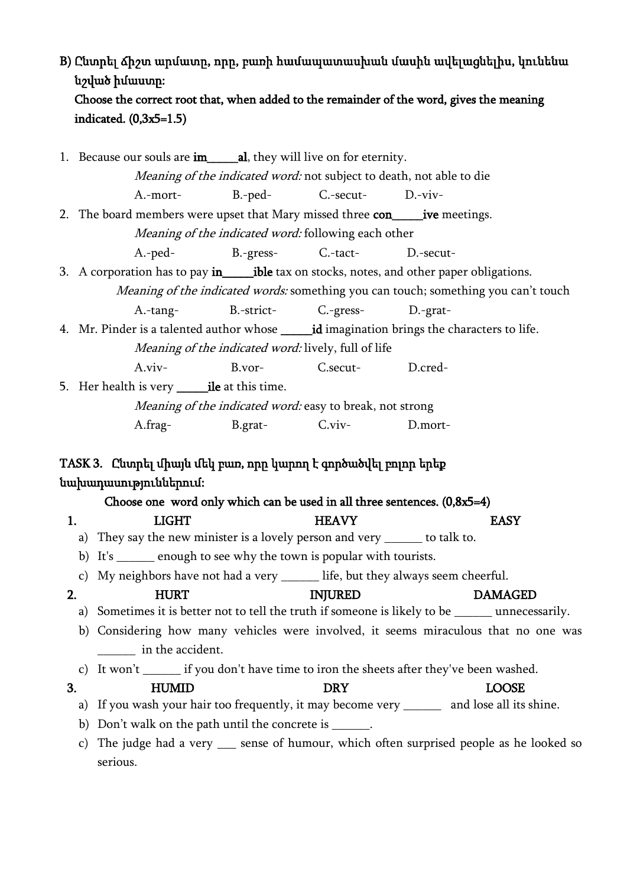B) Ընտրել ճիշտ արմատը, որը, բառի համապատասխան մասին ավելացնելիս, կունենա նշված իմաստը:
**Choose the correct root that, when added to the remainder of the word, gives the meaning indicated. (0,3x5=1.5)**

1. Because our souls are **im_____al**, they will live on for eternity.
   *Meaning of the indicated word:* not subject to death, not able to die
   A.-mort- B.-ped- C.-secut- D.-viv-
2. The board members were upset that Mary missed three **con_____ive** meetings.
   *Meaning of the indicated word:* following each other
   A.-ped- B.-gress- C.-tact- D.-secut-
3. A corporation has to pay **in_____ible** tax on stocks, notes, and other paper obligations.
   *Meaning of the indicated words:* something you can touch; something you can't touch
   A.-tang- B.-strict- C.-gress- D.-grat-
4. Mr. Pinder is a talented author whose **_____id** imagination brings the characters to life.
   *Meaning of the indicated word:* lively, full of life
   A.viv- B.vor- C.secut- D.cred-
5. Her health is very **_____ile** at this time.
   *Meaning of the indicated word:* easy to break, not strong
   A.frag- B.grat- C.viv- D.mort-

## TASK 3. Ընտրել միայն մեկ բառ, որը կարող է գործածվել բոլոր երեք նախադասություններում:

**Choose one word only which can be used in all three sentences. (0,8x5=4)**

1. LIGHT HEAVY EASY
   a) They say the new minister is a lovely person and very ______ to talk to.
   b) It's ______ enough to see why the town is popular with tourists.
   c) My neighbors have not had a very ______ life, but they always seem cheerful.
2. HURT INJURED DAMAGED
   a) Sometimes it is better not to tell the truth if someone is likely to be ______ unnecessarily.
   b) Considering how many vehicles were involved, it seems miraculous that no one was ______ in the accident.
   c) It won't ______ if you don't have time to iron the sheets after they've been washed.
3. HUMID DRY LOOSE
   a) If you wash your hair too frequently, it may become very ______ and lose all its shine.
   b) Don't walk on the path until the concrete is ______.
   c) The judge had a very ___ sense of humour, which often surprised people as he looked so serious.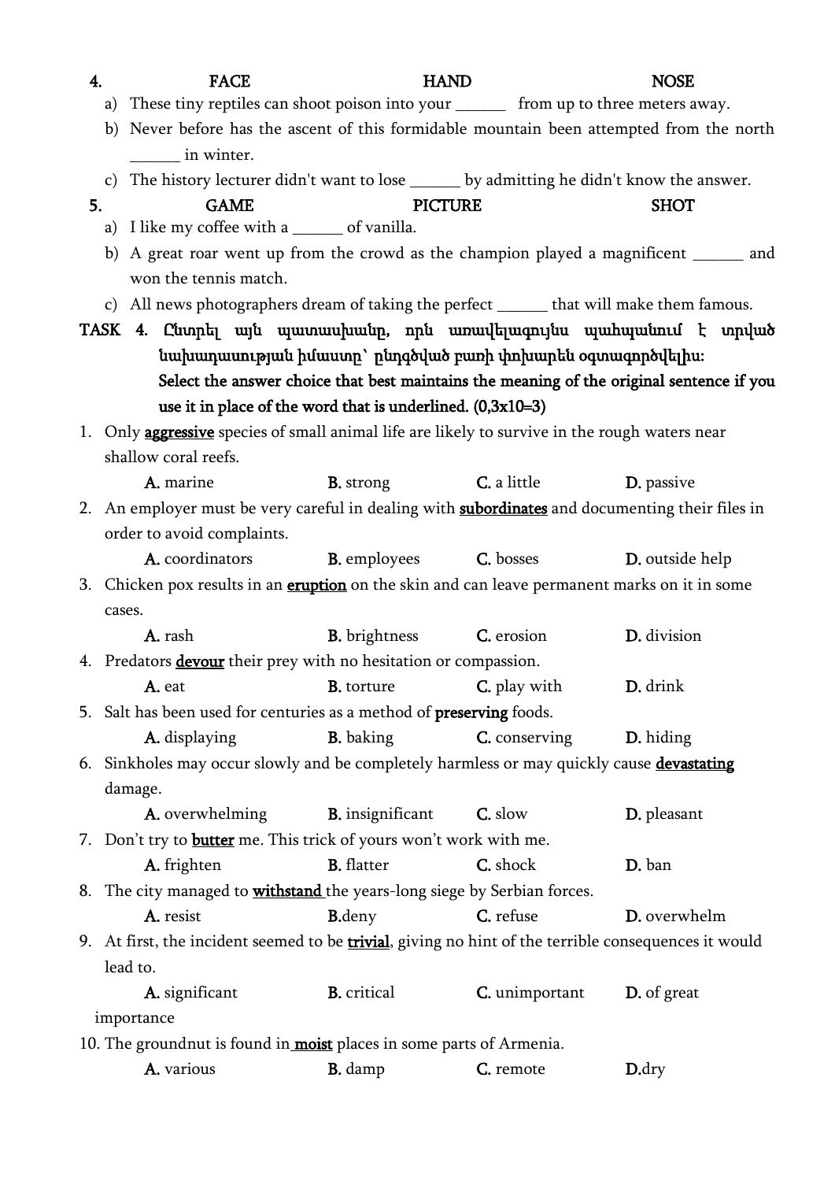4. FACE HAND NOSE

a) These tiny reptiles can shoot poison into your ______ from up to three meters away.

b) Never before has the ascent of this formidable mountain been attempted from the north ______ in winter.

c) The history lecturer didn't want to lose ______ by admitting he didn't know the answer.

5. GAME PICTURE SHOT

a) I like my coffee with a ______ of vanilla.

b) A great roar went up from the crowd as the champion played a magnificent ______ and won the tennis match.

c) All news photographers dream of taking the perfect ______ that will make them famous.

**TASK 4. Ընտրել այն պատասխանը, որն առավելագույնս պահպանում է տրված նախադասության իմաստը՝ ընդգծված բառի փոխարեն օգտագործվելիս:**
**Select the answer choice that best maintains the meaning of the original sentence if you use it in place of the word that is underlined. (0,3x10=3)**

1. Only <u>**aggressive**</u> species of small animal life are likely to survive in the rough waters near shallow coral reefs.
   **A.** marine **B.** strong **C.** a little **D.** passive
2. An employer must be very careful in dealing with <u>**subordinates**</u> and documenting their files in order to avoid complaints.
   **A.** coordinators **B.** employees **C.** bosses **D.** outside help
3. Chicken pox results in an <u>**eruption**</u> on the skin and can leave permanent marks on it in some cases.
   **A.** rash **B.** brightness **C.** erosion **D.** division
4. Predators <u>**devour**</u> their prey with no hesitation or compassion.
   **A.** eat **B.** torture **C.** play with **D.** drink
5. Salt has been used for centuries as a method of <u>**preserving**</u> foods.
   **A.** displaying **B.** baking **C.** conserving **D.** hiding
6. Sinkholes may occur slowly and be completely harmless or may quickly cause <u>**devastating**</u> damage.
   **A.** overwhelming **B.** insignificant **C.** slow **D.** pleasant
7. Don't try to <u>**butter**</u> me. This trick of yours won't work with me.
   **A.** frighten **B.** flatter **C.** shock **D.** ban
8. The city managed to <u>**withstand**</u> the years-long siege by Serbian forces.
   **A.** resist **B.** deny **C.** refuse **D.** overwhelm
9. At first, the incident seemed to be <u>**trivial**</u>, giving no hint of the terrible consequences it would lead to.
   **A.** significant **B.** critical **C.** unimportant **D.** of great importance
10. The groundnut is found in <u>**moist**</u> places in some parts of Armenia.
    **A.** various **B.** damp **C.** remote **D.** dry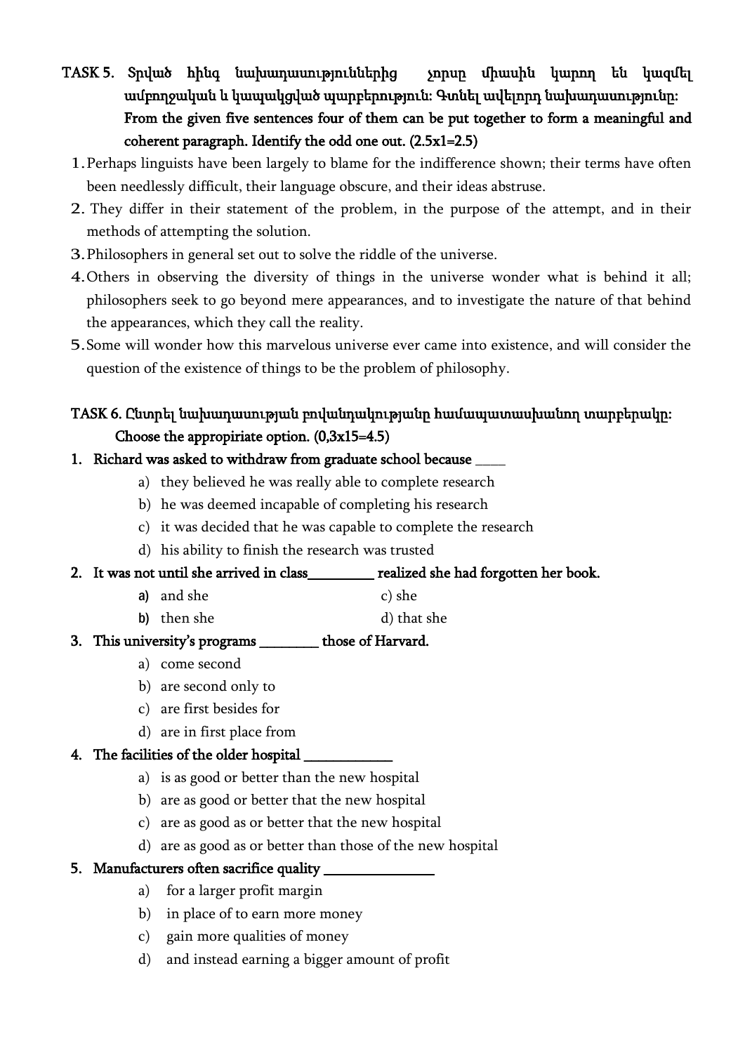**TASK 5. Տրված հինգ նախադասություններից չորսը միասին կարող են կազմել ամբողջական և կապակցված պարբերություն: Գտնել ավելորդ նախադասությունը: From the given five sentences four of them can be put together to form a meaningful and coherent paragraph. Identify the odd one out. (2.5x1=2.5)**

1. Perhaps linguists have been largely to blame for the indifference shown; their terms have often been needlessly difficult, their language obscure, and their ideas abstruse.
2. They differ in their statement of the problem, in the purpose of the attempt, and in their methods of attempting the solution.
3. Philosophers in general set out to solve the riddle of the universe.
4. Others in observing the diversity of things in the universe wonder what is behind it all; philosophers seek to go beyond mere appearances, and to investigate the nature of that behind the appearances, which they call the reality.
5. Some will wonder how this marvelous universe ever came into existence, and will consider the question of the existence of things to be the problem of philosophy.

**TASK 6. Ընտրել նախադասության բովանդակությանը համապատասխանող տարբերակը: Choose the appropiriate option. (0,3x15=4.5)**

1. **Richard was asked to withdraw from graduate school because ____**
   a) they believed he was really able to complete research
   b) he was deemed incapable of completing his research
   c) it was decided that he was capable to complete the research
   d) his ability to finish the research was trusted
2. **It was not until she arrived in class_________ realized she had forgotten her book.**
   a) and she
   b) then she
   c) she
   d) that she
3. **This university's programs ________ those of Harvard.**
   a) come second
   b) are second only to
   c) are first besides for
   d) are in first place from
4. **The facilities of the older hospital ____________**
   a) is as good or better than the new hospital
   b) are as good or better that the new hospital
   c) are as good as or better that the new hospital
   d) are as good as or better than those of the new hospital
5. **Manufacturers often sacrifice quality _______________**
   a) for a larger profit margin
   b) in place of to earn more money
   c) gain more qualities of money
   d) and instead earning a bigger amount of profit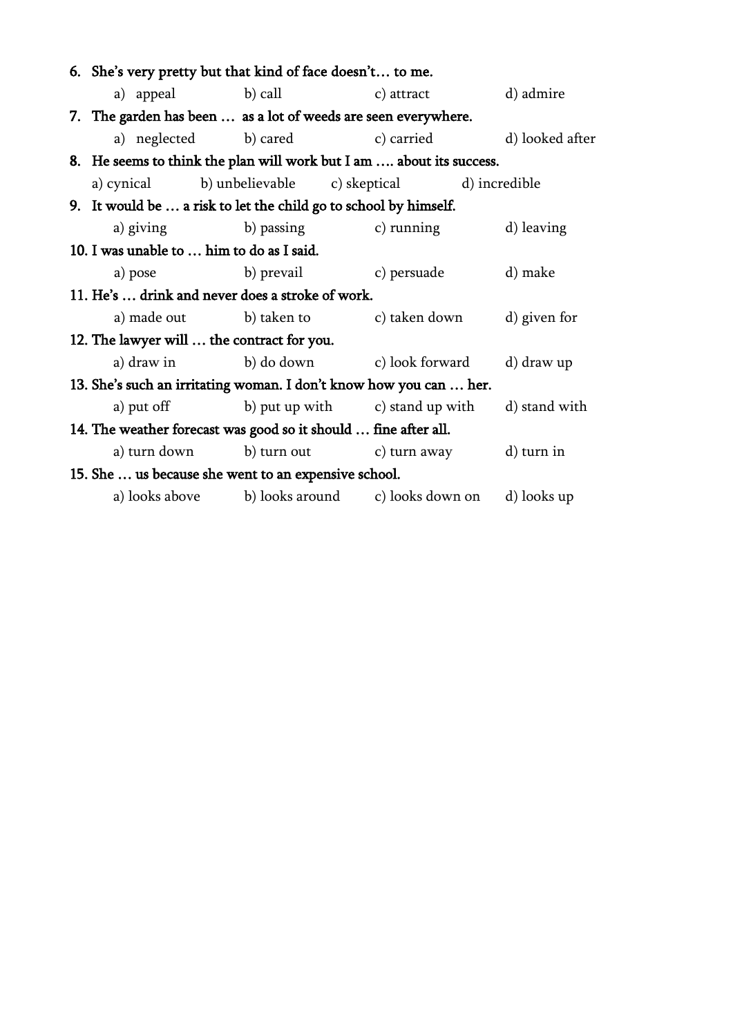6. **She's very pretty but that kind of face doesn't… to me.**

   a) appeal　　b) call　　c) attract　　d) admire

7. **The garden has been … as a lot of weeds are seen everywhere.**

   a) neglected　　b) cared　　c) carried　　d) looked after

8. **He seems to think the plan will work but I am …. about its success.**

   a) cynical　　b) unbelievable　　c) skeptical　　d) incredible

9. **It would be … a risk to let the child go to school by himself.**

   a) giving　　b) passing　　c) running　　d) leaving

10. **I was unable to … him to do as I said.**

    a) pose　　b) prevail　　c) persuade　　d) make

11. **He's … drink and never does a stroke of work.**

    a) made out　　b) taken to　　c) taken down　　d) given for

12. **The lawyer will … the contract for you.**

    a) draw in　　b) do down　　c) look forward　　d) draw up

13. **She's such an irritating woman. I don't know how you can … her.**

    a) put off　　b) put up with　　c) stand up with　　d) stand with

14. **The weather forecast was good so it should … fine after all.**

    a) turn down　　b) turn out　　c) turn away　　d) turn in

15. **She … us because she went to an expensive school.**

    a) looks above　　b) looks around　　c) looks down on　　d) looks up